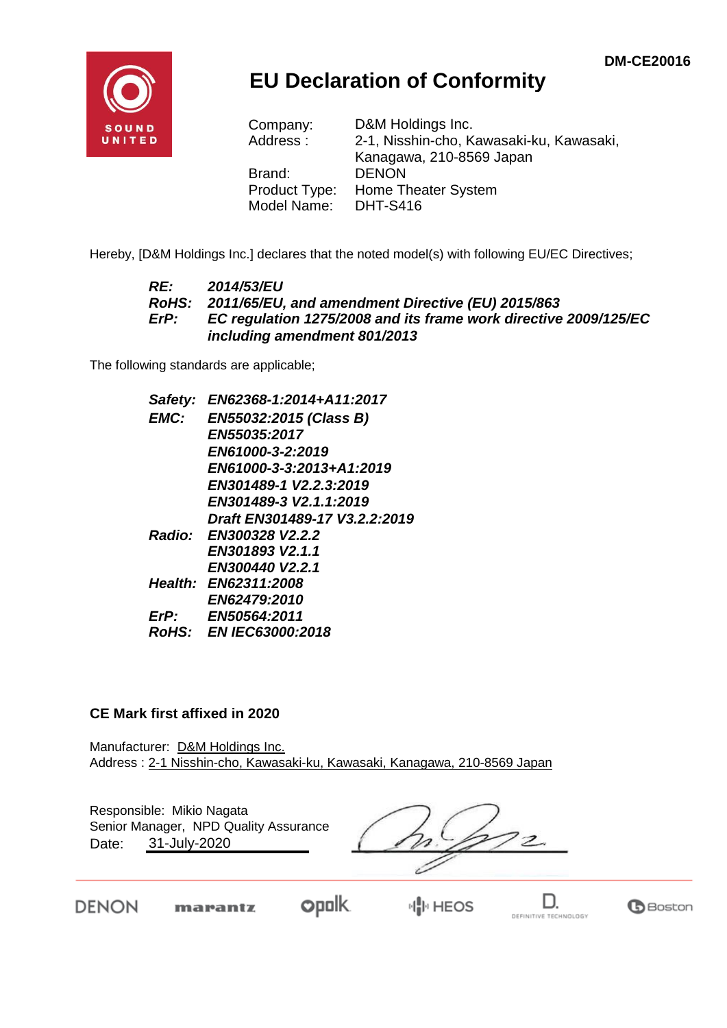DM-CE20016

# EU Declaration of Conformity

| | |
|---|---|
| Company: | D&M Holdings Inc. |
| Address : | 2-1, Nisshin-cho, Kawasaki-ku, Kawasaki, Kanagawa, 210-8569 Japan |
| Brand: | DENON |
| Product Type: | Home Theater System |
| Model Name: | DHT-S416 |

Hereby, [D&M Holdings Inc.] declares that the noted model(s) with following EU/EC Directives;

***RE:*** ***2014/53/EU***
***RoHS:*** ***2011/65/EU, and amendment Directive (EU) 2015/863***
***ErP:*** ***EC regulation 1275/2008 and its frame work directive 2009/125/EC including amendment 801/2013***

The following standards are applicable;

***Safety:*** ***EN62368-1:2014+A11:2017***
***EMC:*** ***EN55032:2015 (Class B)***
***EN55035:2017***
***EN61000-3-2:2019***
***EN61000-3-3:2013+A1:2019***
***EN301489-1 V2.2.3:2019***
***EN301489-3 V2.1.1:2019***
***Draft EN301489-17 V3.2.2:2019***
***Radio:*** ***EN300328 V2.2.2***
***EN301893 V2.1.1***
***EN300440 V2.2.1***
***Health:*** ***EN62311:2008***
***EN62479:2010***
***ErP:*** ***EN50564:2011***
***RoHS:*** ***EN IEC63000:2018***

**CE Mark first affixed in 2020**

Manufacturer: D&M Holdings Inc.
Address : 2-1 Nisshin-cho, Kawasaki-ku, Kawasaki, Kanagawa, 210-8569 Japan

Responsible: Mikio Nagata
Senior Manager, NPD Quality Assurance
Date: 31-July-2020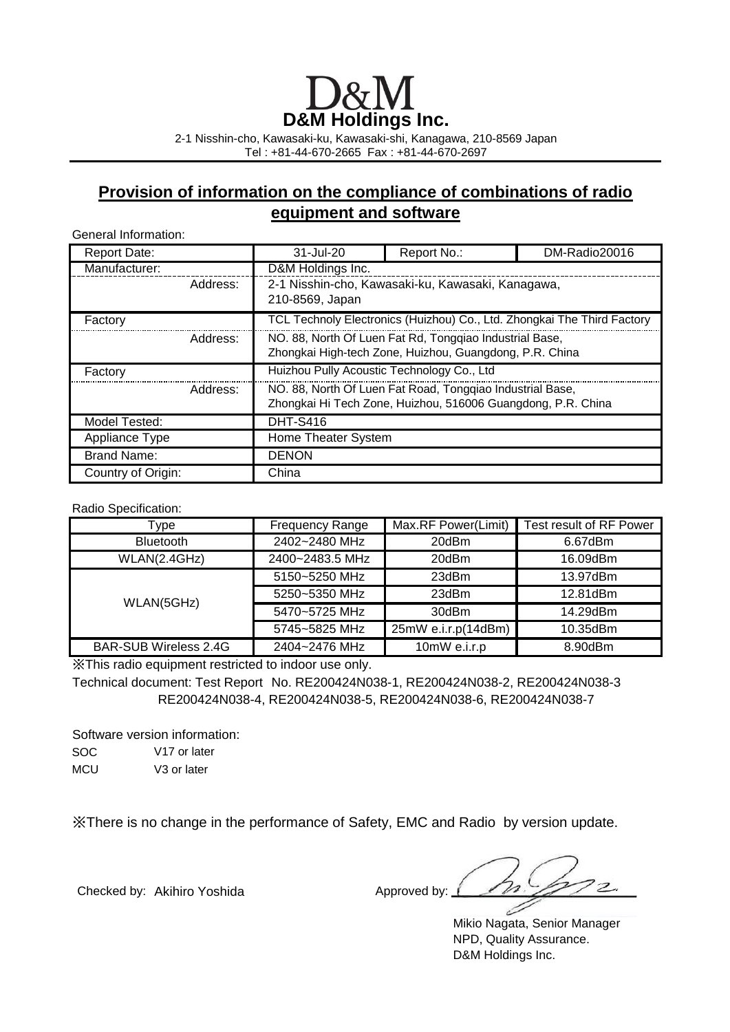# D&M Holdings Inc.

2-1 Nisshin-cho, Kawasaki-ku, Kawasaki-shi, Kanagawa, 210-8569 Japan
Tel : +81-44-670-2665 Fax : +81-44-670-2697

## Provision of information on the compliance of combinations of radio equipment and software

General Information:

| | | | |
|---|---|---|---|
| Report Date: | 31-Jul-20 | Report No.: | DM-Radio20016 |
| Manufacturer: | D&M Holdings Inc. | | |
| Address: | 2-1 Nisshin-cho, Kawasaki-ku, Kawasaki, Kanagawa, 210-8569, Japan | | |
| Factory | TCL Technoly Electronics (Huizhou) Co., Ltd. Zhongkai The Third Factory | | |
| Address: | NO. 88, North Of Luen Fat Rd, Tongqiao Industrial Base, Zhongkai High-tech Zone, Huizhou, Guangdong, P.R. China | | |
| Factory | Huizhou Pully Acoustic Technology Co., Ltd | | |
| Address: | NO. 88, North Of Luen Fat Road, Tongqiao Industrial Base, Zhongkai Hi Tech Zone, Huizhou, 516006 Guangdong, P.R. China | | |
| Model Tested: | DHT-S416 | | |
| Appliance Type | Home Theater System | | |
| Brand Name: | DENON | | |
| Country of Origin: | China | | |

Radio Specification:

| Type | Frequency Range | Max.RF Power(Limit) | Test result of RF Power |
|---|---|---|---|
| Bluetooth | 2402~2480 MHz | 20dBm | 6.67dBm |
| WLAN(2.4GHz) | 2400~2483.5 MHz | 20dBm | 16.09dBm |
| WLAN(5GHz) | 5150~5250 MHz | 23dBm | 13.97dBm |
| | 5250~5350 MHz | 23dBm | 12.81dBm |
| | 5470~5725 MHz | 30dBm | 14.29dBm |
| | 5745~5825 MHz | 25mW e.i.r.p(14dBm) | 10.35dBm |
| BAR-SUB Wireless 2.4G | 2404~2476 MHz | 10mW e.i.r.p | 8.90dBm |

※This radio equipment restricted to indoor use only.

Technical document: Test Report No. RE200424N038-1, RE200424N038-2, RE200424N038-3
RE200424N038-4, RE200424N038-5, RE200424N038-6, RE200424N038-7

Software version information:

SOC V17 or later

MCU V3 or later

※There is no change in the performance of Safety, EMC and Radio by version update.

Checked by: Akihiro Yoshida

Approved by:

Mikio Nagata, Senior Manager
NPD, Quality Assurance.
D&M Holdings Inc.